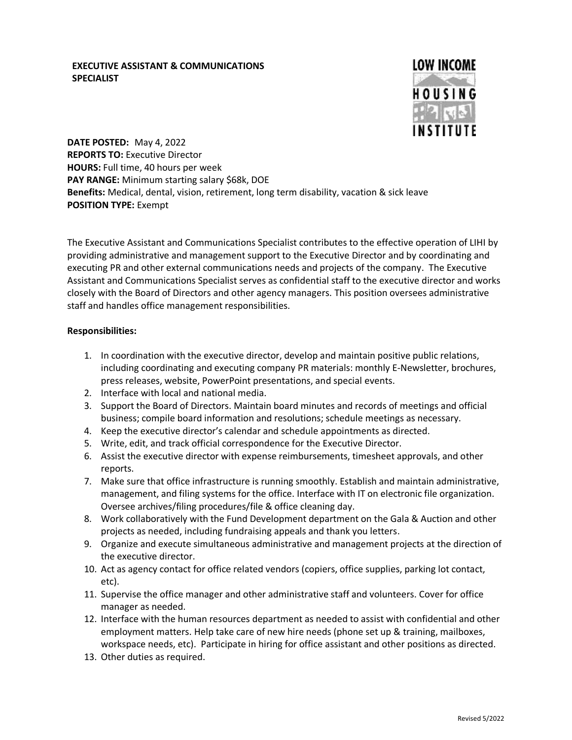# EXECUTIVE ASSISTANT & COMMUNICATIONS SPECIALIST

LOW INCOME HOUSING INSTITUTE

**DATE POSTED:** May 4, 2022
**REPORTS TO:** Executive Director
**HOURS:** Full time, 40 hours per week
**PAY RANGE:** Minimum starting salary $68k, DOE
**Benefits:** Medical, dental, vision, retirement, long term disability, vacation & sick leave
**POSITION TYPE:** Exempt

The Executive Assistant and Communications Specialist contributes to the effective operation of LIHI by providing administrative and management support to the Executive Director and by coordinating and executing PR and other external communications needs and projects of the company. The Executive Assistant and Communications Specialist serves as confidential staff to the executive director and works closely with the Board of Directors and other agency managers. This position oversees administrative staff and handles office management responsibilities.

**Responsibilities:**

1. In coordination with the executive director, develop and maintain positive public relations, including coordinating and executing company PR materials: monthly E-Newsletter, brochures, press releases, website, PowerPoint presentations, and special events.
2. Interface with local and national media.
3. Support the Board of Directors. Maintain board minutes and records of meetings and official business; compile board information and resolutions; schedule meetings as necessary.
4. Keep the executive director's calendar and schedule appointments as directed.
5. Write, edit, and track official correspondence for the Executive Director.
6. Assist the executive director with expense reimbursements, timesheet approvals, and other reports.
7. Make sure that office infrastructure is running smoothly. Establish and maintain administrative, management, and filing systems for the office. Interface with IT on electronic file organization. Oversee archives/filing procedures/file & office cleaning day.
8. Work collaboratively with the Fund Development department on the Gala & Auction and other projects as needed, including fundraising appeals and thank you letters.
9. Organize and execute simultaneous administrative and management projects at the direction of the executive director.
10. Act as agency contact for office related vendors (copiers, office supplies, parking lot contact, etc).
11. Supervise the office manager and other administrative staff and volunteers. Cover for office manager as needed.
12. Interface with the human resources department as needed to assist with confidential and other employment matters. Help take care of new hire needs (phone set up & training, mailboxes, workspace needs, etc). Participate in hiring for office assistant and other positions as directed.
13. Other duties as required.

Revised 5/2022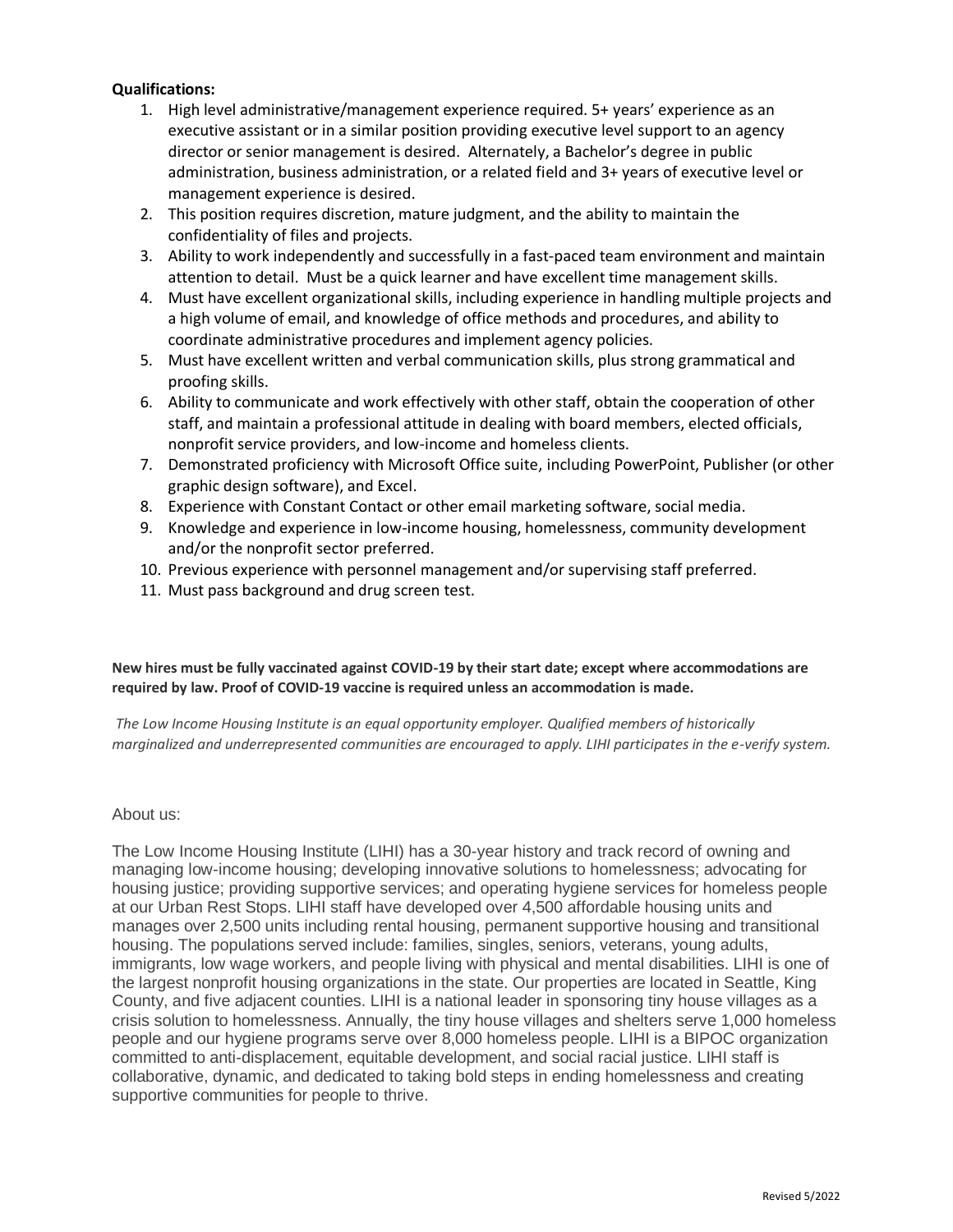**Qualifications:**

1. High level administrative/management experience required. 5+ years' experience as an executive assistant or in a similar position providing executive level support to an agency director or senior management is desired. Alternately, a Bachelor's degree in public administration, business administration, or a related field and 3+ years of executive level or management experience is desired.
2. This position requires discretion, mature judgment, and the ability to maintain the confidentiality of files and projects.
3. Ability to work independently and successfully in a fast-paced team environment and maintain attention to detail. Must be a quick learner and have excellent time management skills.
4. Must have excellent organizational skills, including experience in handling multiple projects and a high volume of email, and knowledge of office methods and procedures, and ability to coordinate administrative procedures and implement agency policies.
5. Must have excellent written and verbal communication skills, plus strong grammatical and proofing skills.
6. Ability to communicate and work effectively with other staff, obtain the cooperation of other staff, and maintain a professional attitude in dealing with board members, elected officials, nonprofit service providers, and low-income and homeless clients.
7. Demonstrated proficiency with Microsoft Office suite, including PowerPoint, Publisher (or other graphic design software), and Excel.
8. Experience with Constant Contact or other email marketing software, social media.
9. Knowledge and experience in low-income housing, homelessness, community development and/or the nonprofit sector preferred.
10. Previous experience with personnel management and/or supervising staff preferred.
11. Must pass background and drug screen test.

**New hires must be fully vaccinated against COVID-19 by their start date; except where accommodations are required by law. Proof of COVID-19 vaccine is required unless an accommodation is made.**

*The Low Income Housing Institute is an equal opportunity employer. Qualified members of historically marginalized and underrepresented communities are encouraged to apply. LIHI participates in the e-verify system.*

About us:

The Low Income Housing Institute (LIHI) has a 30-year history and track record of owning and managing low-income housing; developing innovative solutions to homelessness; advocating for housing justice; providing supportive services; and operating hygiene services for homeless people at our Urban Rest Stops. LIHI staff have developed over 4,500 affordable housing units and manages over 2,500 units including rental housing, permanent supportive housing and transitional housing. The populations served include: families, singles, seniors, veterans, young adults, immigrants, low wage workers, and people living with physical and mental disabilities. LIHI is one of the largest nonprofit housing organizations in the state. Our properties are located in Seattle, King County, and five adjacent counties. LIHI is a national leader in sponsoring tiny house villages as a crisis solution to homelessness. Annually, the tiny house villages and shelters serve 1,000 homeless people and our hygiene programs serve over 8,000 homeless people. LIHI is a BIPOC organization committed to anti-displacement, equitable development, and social racial justice. LIHI staff is collaborative, dynamic, and dedicated to taking bold steps in ending homelessness and creating supportive communities for people to thrive.

Revised 5/2022